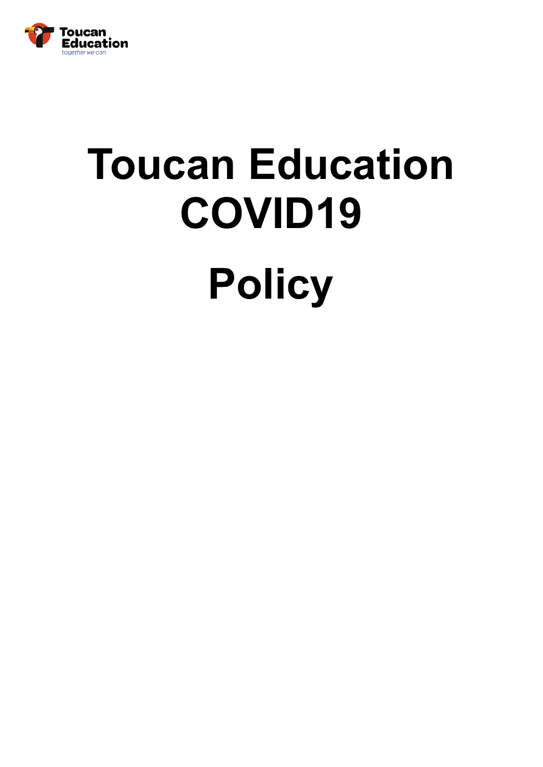Toucan Education
together we can

# Toucan Education COVID19

# Policy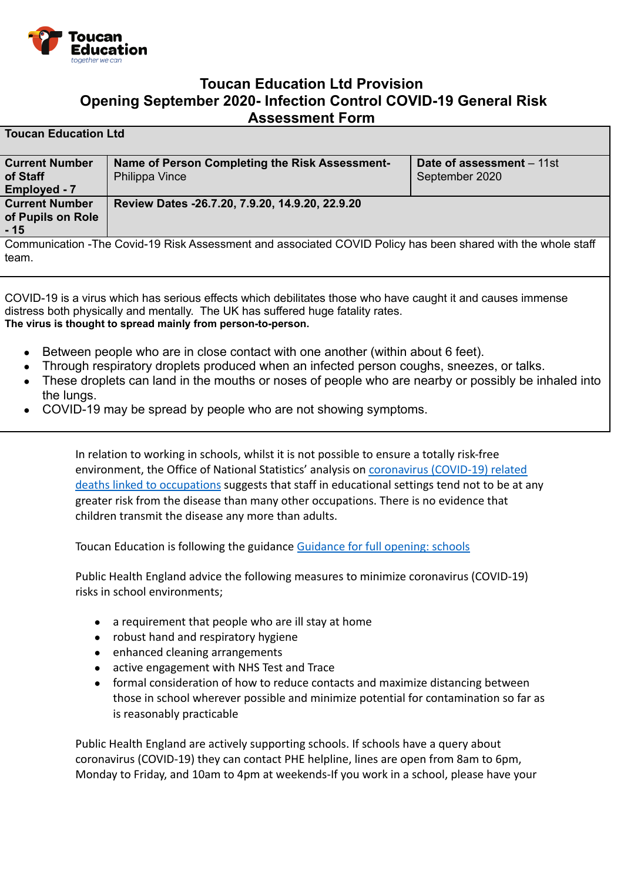Toucan Education
together we can

# Toucan Education Ltd Provision
## Opening September 2020- Infection Control COVID-19 General Risk Assessment Form

| Toucan Education Ltd | | |
|---|---|---|
| **Current Number of Staff Employed - 7** | **Name of Person Completing the Risk Assessment-** Philippa Vince | **Date of assessment** – 11st September 2020 |
| **Current Number of Pupils on Role - 15** | **Review Dates -26.7.20, 7.9.20, 14.9.20, 22.9.20** | |
| Communication -The Covid-19 Risk Assessment and associated COVID Policy has been shared with the whole staff team. | | |

COVID-19 is a virus which has serious effects which debilitates those who have caught it and causes immense distress both physically and mentally. The UK has suffered huge fatality rates.
**The virus is thought to spread mainly from person-to-person.**

- Between people who are in close contact with one another (within about 6 feet).
- Through respiratory droplets produced when an infected person coughs, sneezes, or talks.
- These droplets can land in the mouths or noses of people who are nearby or possibly be inhaled into the lungs.
- COVID-19 may be spread by people who are not showing symptoms.

In relation to working in schools, whilst it is not possible to ensure a totally risk-free environment, the Office of National Statistics' analysis on coronavirus (COVID-19) related deaths linked to occupations suggests that staff in educational settings tend not to be at any greater risk from the disease than many other occupations. There is no evidence that children transmit the disease any more than adults.

Toucan Education is following the guidance Guidance for full opening: schools

Public Health England advice the following measures to minimize coronavirus (COVID-19) risks in school environments;

- a requirement that people who are ill stay at home
- robust hand and respiratory hygiene
- enhanced cleaning arrangements
- active engagement with NHS Test and Trace
- formal consideration of how to reduce contacts and maximize distancing between those in school wherever possible and minimize potential for contamination so far as is reasonably practicable

Public Health England are actively supporting schools. If schools have a query about coronavirus (COVID-19) they can contact PHE helpline, lines are open from 8am to 6pm, Monday to Friday, and 10am to 4pm at weekends-If you work in a school, please have your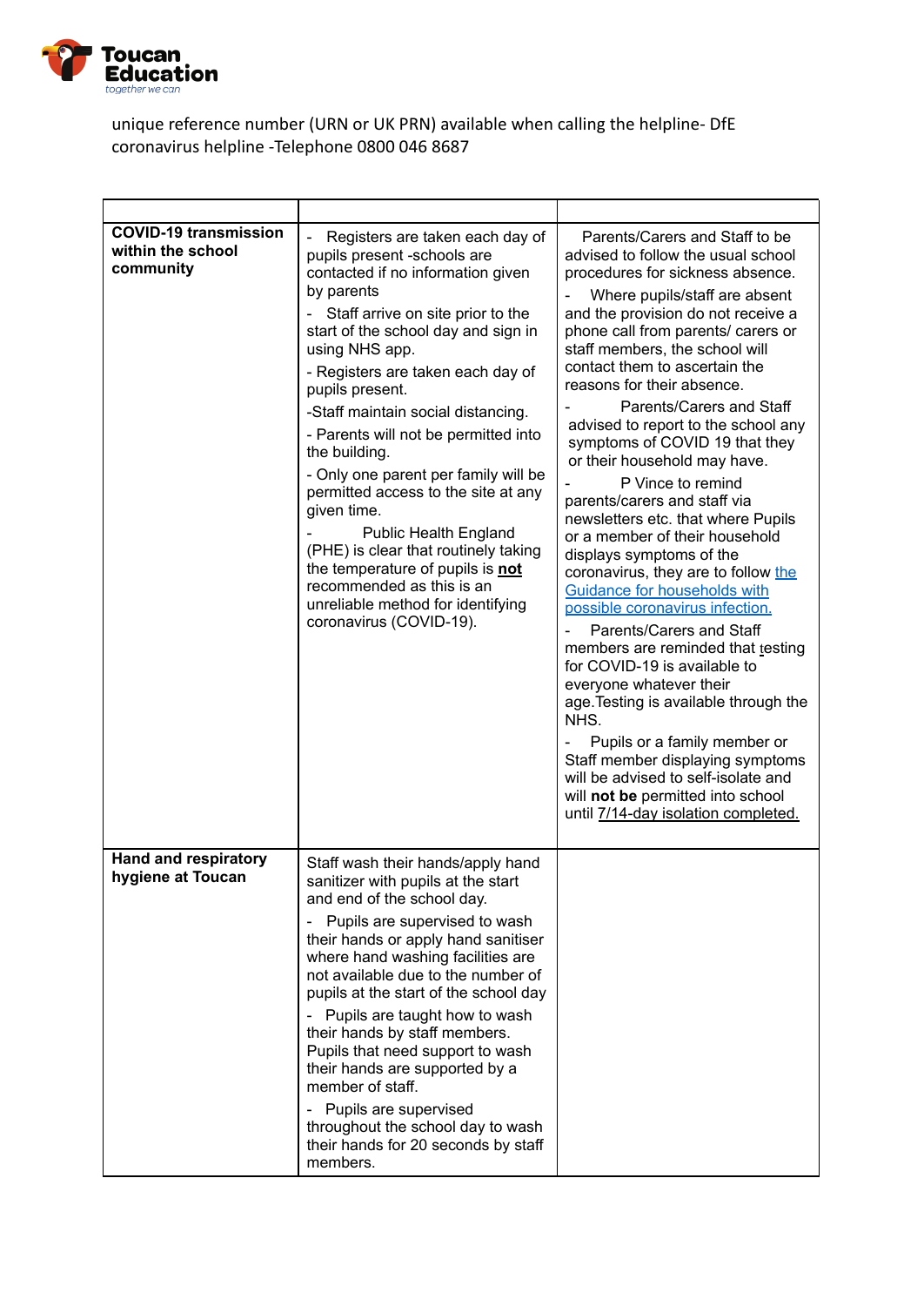unique reference number (URN or UK PRN) available when calling the helpline- DfE coronavirus helpline -Telephone 0800 046 8687

| | | |
|---|---|---|
| **COVID-19 transmission within the school community** | - Registers are taken each day of pupils present -schools are contacted if no information given by parents<br>- Staff arrive on site prior to the start of the school day and sign in using NHS app.<br>- Registers are taken each day of pupils present.<br>-Staff maintain social distancing.<br>- Parents will not be permitted into the building.<br>- Only one parent per family will be permitted access to the site at any given time.<br>- Public Health England (PHE) is clear that routinely taking the temperature of pupils is **not** recommended as this is an unreliable method for identifying coronavirus (COVID-19). | Parents/Carers and Staff to be advised to follow the usual school procedures for sickness absence.<br>- Where pupils/staff are absent and the provision do not receive a phone call from parents/ carers or staff members, the school will contact them to ascertain the reasons for their absence.<br>- Parents/Carers and Staff advised to report to the school any symptoms of COVID 19 that they or their household may have.<br>- P Vince to remind parents/carers and staff via newsletters etc. that where Pupils or a member of their household displays symptoms of the coronavirus, they are to follow the Guidance for households with possible coronavirus infection.<br>- Parents/Carers and Staff members are reminded that testing for COVID-19 is available to everyone whatever their age.Testing is available through the NHS.<br>- Pupils or a family member or Staff member displaying symptoms will be advised to self-isolate and will **not be** permitted into school until 7/14-day isolation completed. |
| **Hand and respiratory hygiene at Toucan** | Staff wash their hands/apply hand sanitizer with pupils at the start and end of the school day.<br>- Pupils are supervised to wash their hands or apply hand sanitiser where hand washing facilities are not available due to the number of pupils at the start of the school day<br>- Pupils are taught how to wash their hands by staff members. Pupils that need support to wash their hands are supported by a member of staff.<br>- Pupils are supervised throughout the school day to wash their hands for 20 seconds by staff members. | |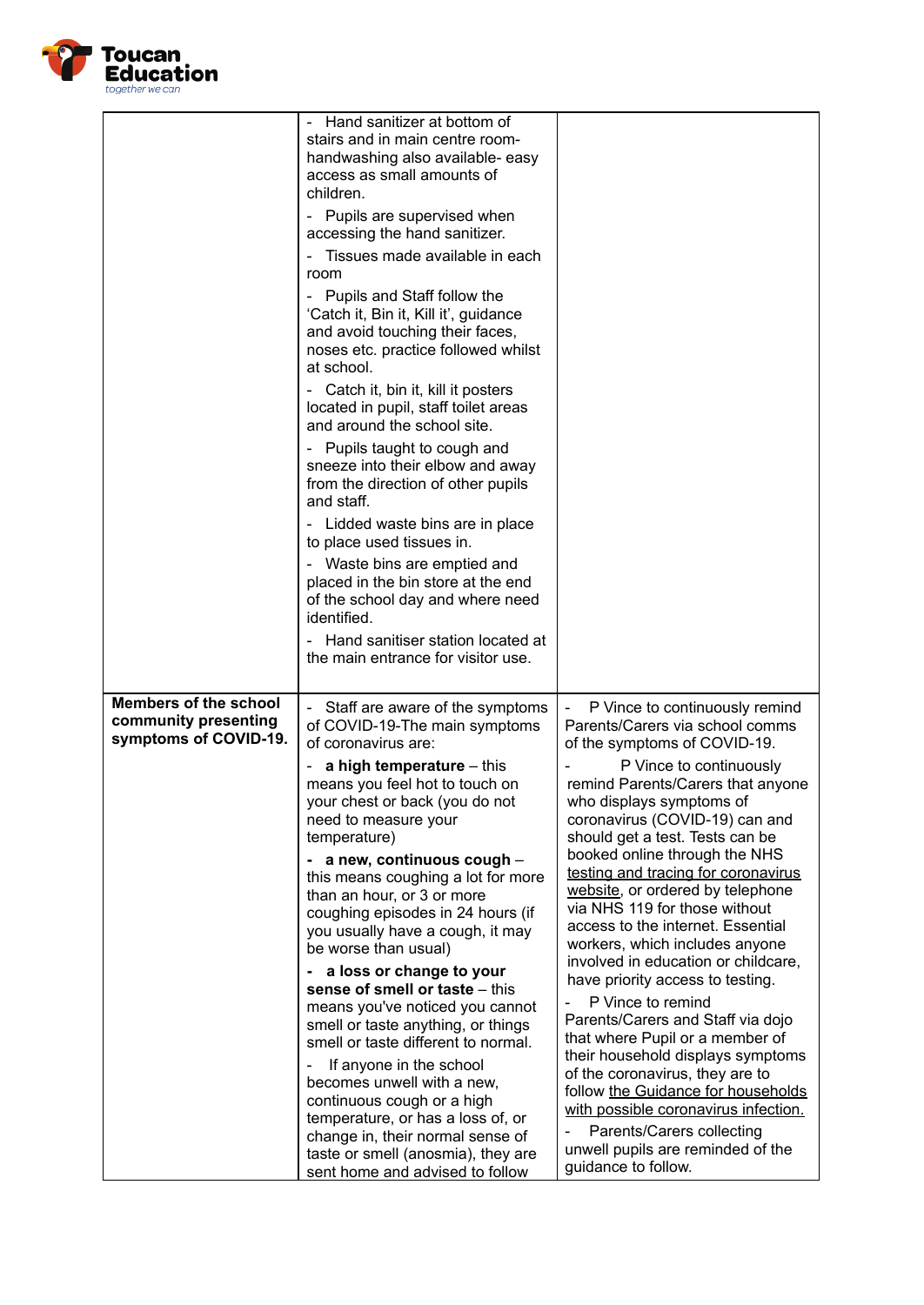| | | |
|---|---|---|
| | - Hand sanitizer at bottom of stairs and in main centre room- handwashing also available- easy access as small amounts of children.<br>- Pupils are supervised when accessing the hand sanitizer.<br>- Tissues made available in each room<br>- Pupils and Staff follow the 'Catch it, Bin it, Kill it', guidance and avoid touching their faces, noses etc. practice followed whilst at school.<br>- Catch it, bin it, kill it posters located in pupil, staff toilet areas and around the school site.<br>- Pupils taught to cough and sneeze into their elbow and away from the direction of other pupils and staff.<br>- Lidded waste bins are in place to place used tissues in.<br>- Waste bins are emptied and placed in the bin store at the end of the school day and where need identified.<br>- Hand sanitiser station located at the main entrance for visitor use. | |
| **Members of the school community presenting symptoms of COVID-19.** | - Staff are aware of the symptoms of COVID-19-The main symptoms of coronavirus are:<br>- **a high temperature** – this means you feel hot to touch on your chest or back (you do not need to measure your temperature)<br>- **a new, continuous cough** – this means coughing a lot for more than an hour, or 3 or more coughing episodes in 24 hours (if you usually have a cough, it may be worse than usual)<br>- **a loss or change to your sense of smell or taste** – this means you've noticed you cannot smell or taste anything, or things smell or taste different to normal.<br>- If anyone in the school becomes unwell with a new, continuous cough or a high temperature, or has a loss of, or change in, their normal sense of taste or smell (anosmia), they are sent home and advised to follow | - P Vince to continuously remind Parents/Carers via school comms of the symptoms of COVID-19.<br>- P Vince to continuously remind Parents/Carers that anyone who displays symptoms of coronavirus (COVID-19) can and should get a test. Tests can be booked online through the NHS testing and tracing for coronavirus website, or ordered by telephone via NHS 119 for those without access to the internet. Essential workers, which includes anyone involved in education or childcare, have priority access to testing.<br>- P Vince to remind Parents/Carers and Staff via dojo that where Pupil or a member of their household displays symptoms of the coronavirus, they are to follow the Guidance for households with possible coronavirus infection.<br>- Parents/Carers collecting unwell pupils are reminded of the guidance to follow. |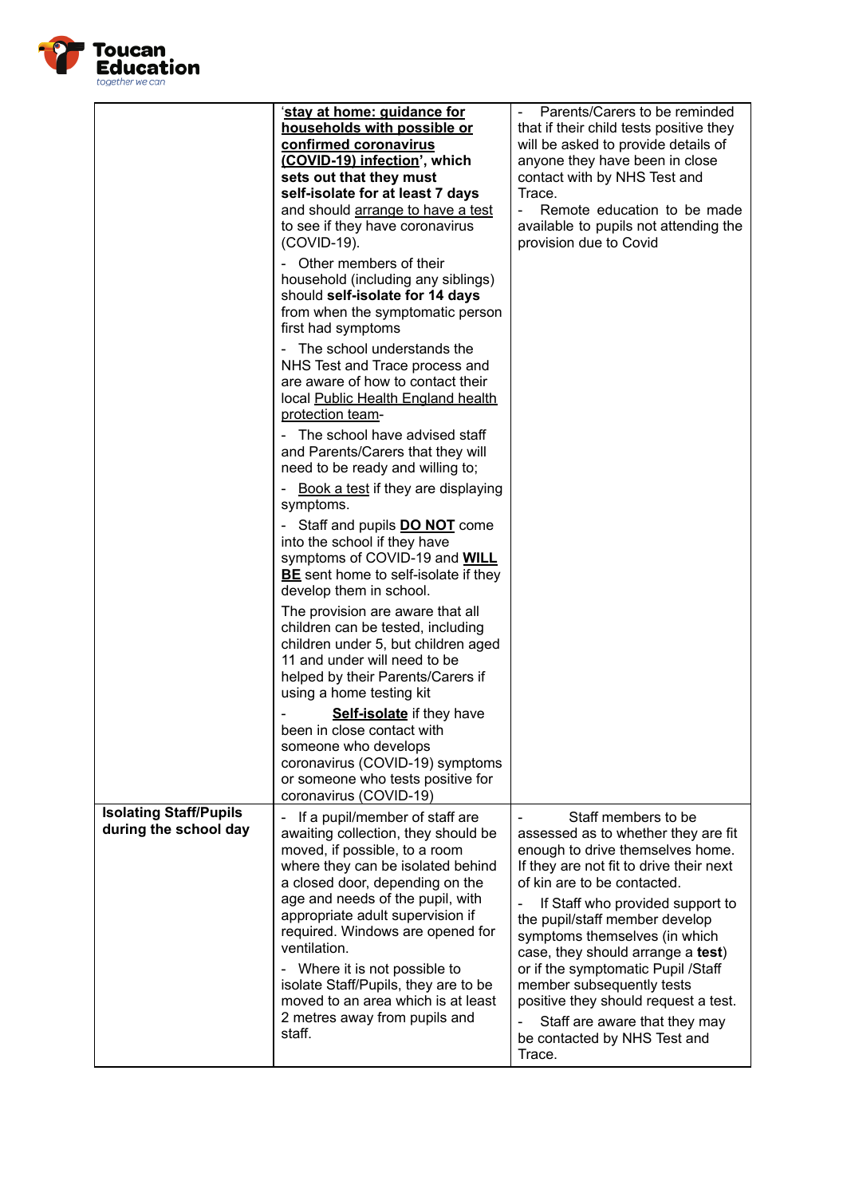| | | |
|---|---|---|
| | '**stay at home: guidance for households with possible or confirmed coronavirus (COVID-19) infection', which sets out that they must self-isolate for at least 7 days** and should arrange to have a test to see if they have coronavirus (COVID-19).<br>- Other members of their household (including any siblings) should **self-isolate for 14 days** from when the symptomatic person first had symptoms<br>- The school understands the NHS Test and Trace process and are aware of how to contact their local Public Health England health protection team-<br>- The school have advised staff and Parents/Carers that they will need to be ready and willing to;<br>- Book a test if they are displaying symptoms.<br>- Staff and pupils **DO NOT** come into the school if they have symptoms of COVID-19 and **WILL BE** sent home to self-isolate if they develop them in school.<br>The provision are aware that all children can be tested, including children under 5, but children aged 11 and under will need to be helped by their Parents/Carers if using a home testing kit<br>- **Self-isolate** if they have been in close contact with someone who develops coronavirus (COVID-19) symptoms or someone who tests positive for coronavirus (COVID-19) | - Parents/Carers to be reminded that if their child tests positive they will be asked to provide details of anyone they have been in close contact with by NHS Test and Trace.<br>- Remote education to be made available to pupils not attending the provision due to Covid |
| **Isolating Staff/Pupils during the school day** | - If a pupil/member of staff are awaiting collection, they should be moved, if possible, to a room where they can be isolated behind a closed door, depending on the age and needs of the pupil, with appropriate adult supervision if required. Windows are opened for ventilation.<br>- Where it is not possible to isolate Staff/Pupils, they are to be moved to an area which is at least 2 metres away from pupils and staff. | - Staff members to be assessed as to whether they are fit enough to drive themselves home. If they are not fit to drive their next of kin are to be contacted.<br>- If Staff who provided support to the pupil/staff member develop symptoms themselves (in which case, they should arrange a **test**) or if the symptomatic Pupil /Staff member subsequently tests positive they should request a test.<br>- Staff are aware that they may be contacted by NHS Test and Trace. |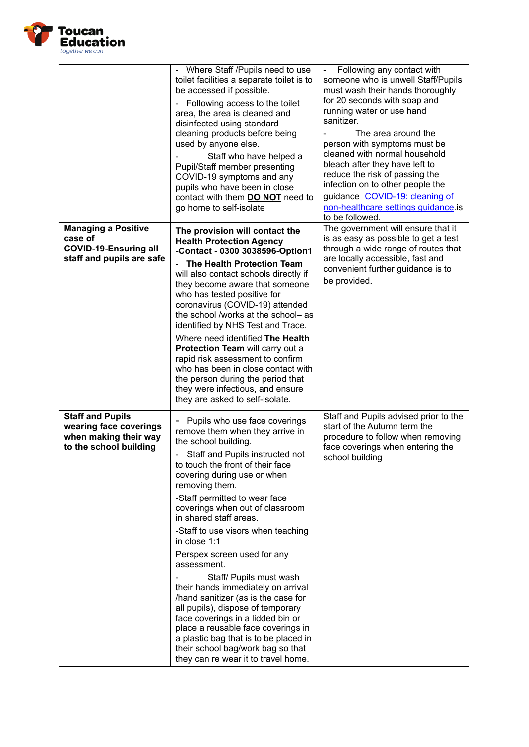| | | |
|---|---|---|
| | - Where Staff /Pupils need to use toilet facilities a separate toilet is to be accessed if possible.<br>- Following access to the toilet area, the area is cleaned and disinfected using standard cleaning products before being used by anyone else.<br>- Staff who have helped a Pupil/Staff member presenting COVID-19 symptoms and any pupils who have been in close contact with them **DO NOT** need to go home to self-isolate | - Following any contact with someone who is unwell Staff/Pupils must wash their hands thoroughly for 20 seconds with soap and running water or use hand sanitizer.<br>- The area around the person with symptoms must be cleaned with normal household bleach after they have left to reduce the risk of passing the infection on to other people the guidance COVID-19: cleaning of non-healthcare settings guidance.is to be followed. |
| **Managing a Positive case of COVID-19-Ensuring all staff and pupils are safe** | **The provision will contact the Health Protection Agency -Contact - 0300 3038596-Option1**<br>- **The Health Protection Team** will also contact schools directly if they become aware that someone who has tested positive for coronavirus (COVID-19) attended the school /works at the school– as identified by NHS Test and Trace.<br>Where need identified **The Health Protection Team** will carry out a rapid risk assessment to confirm who has been in close contact with the person during the period that they were infectious, and ensure they are asked to self-isolate. | The government will ensure that it is as easy as possible to get a test through a wide range of routes that are locally accessible, fast and convenient further guidance is to be provided. |
| **Staff and Pupils wearing face coverings when making their way to the school building** | - Pupils who use face coverings remove them when they arrive in the school building.<br>- Staff and Pupils instructed not to touch the front of their face covering during use or when removing them.<br>-Staff permitted to wear face coverings when out of classroom in shared staff areas.<br>-Staff to use visors when teaching in close 1:1<br>Perspex screen used for any assessment.<br>- Staff/ Pupils must wash their hands immediately on arrival /hand sanitizer (as is the case for all pupils), dispose of temporary face coverings in a lidded bin or place a reusable face coverings in a plastic bag that is to be placed in their school bag/work bag so that they can re wear it to travel home. | Staff and Pupils advised prior to the start of the Autumn term the procedure to follow when removing face coverings when entering the school building |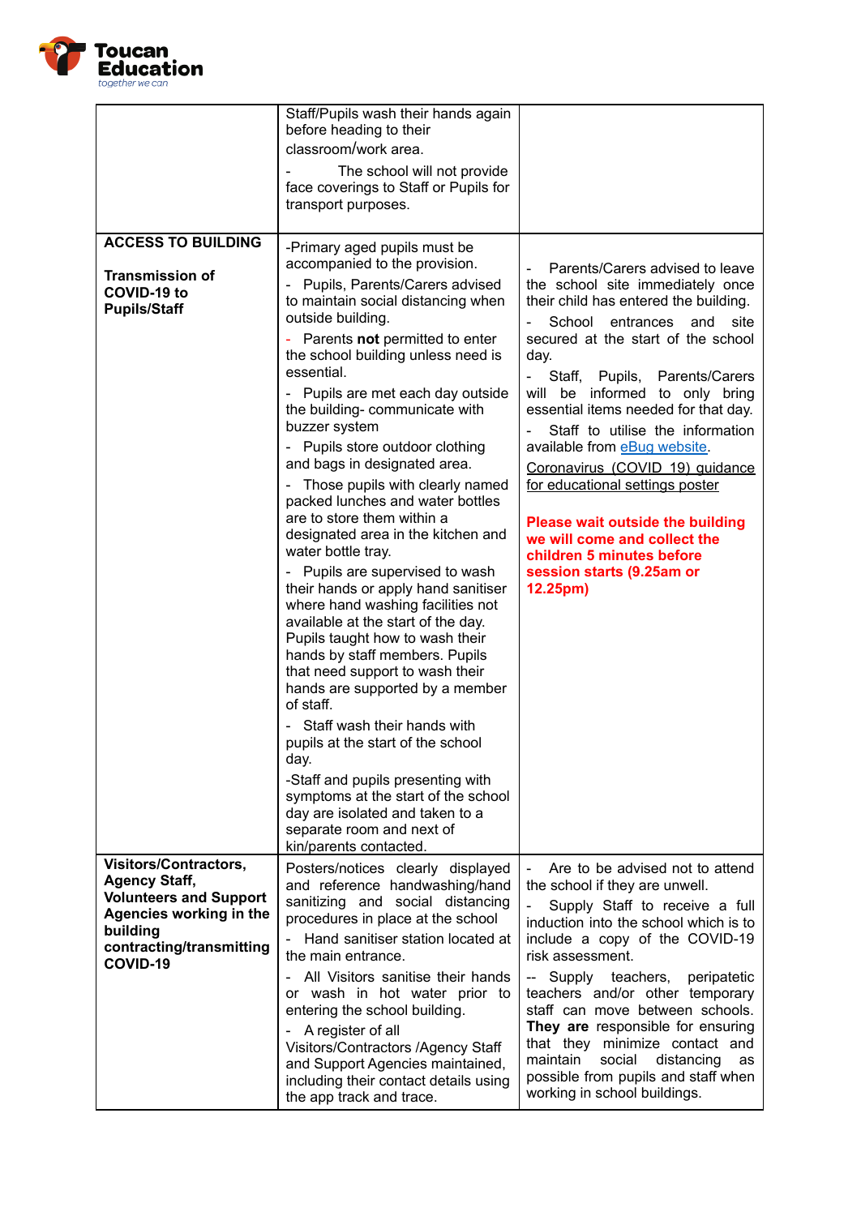| | | |
|---|---|---|
| | Staff/Pupils wash their hands again before heading to their classroom/work area.<br>- The school will not provide face coverings to Staff or Pupils for transport purposes. | |
| **ACCESS TO BUILDING**<br><br>**Transmission of COVID-19 to Pupils/Staff** | -Primary aged pupils must be accompanied to the provision.<br>- Pupils, Parents/Carers advised to maintain social distancing when outside building.<br>- Parents **not** permitted to enter the school building unless need is essential.<br>- Pupils are met each day outside the building- communicate with buzzer system<br>- Pupils store outdoor clothing and bags in designated area.<br>- Those pupils with clearly named packed lunches and water bottles are to store them within a designated area in the kitchen and water bottle tray.<br>- Pupils are supervised to wash their hands or apply hand sanitiser where hand washing facilities not available at the start of the day. Pupils taught how to wash their hands by staff members. Pupils that need support to wash their hands are supported by a member of staff.<br>- Staff wash their hands with pupils at the start of the school day.<br>-Staff and pupils presenting with symptoms at the start of the school day are isolated and taken to a separate room and next of kin/parents contacted. | - Parents/Carers advised to leave the school site immediately once their child has entered the building.<br>- School entrances and site secured at the start of the school day.<br>- Staff, Pupils, Parents/Carers will be informed to only bring essential items needed for that day.<br>- Staff to utilise the information available from eBug website.<br>Coronavirus (COVID 19) guidance for educational settings poster<br><br>**Please wait outside the building we will come and collect the children 5 minutes before session starts (9.25am or 12.25pm)** |
| **Visitors/Contractors, Agency Staff, Volunteers and Support Agencies working in the building contracting/transmitting COVID-19** | Posters/notices clearly displayed and reference handwashing/hand sanitizing and social distancing procedures in place at the school<br>- Hand sanitiser station located at the main entrance.<br>- All Visitors sanitise their hands or wash in hot water prior to entering the school building.<br>- A register of all Visitors/Contractors /Agency Staff and Support Agencies maintained, including their contact details using the app track and trace. | - Are to be advised not to attend the school if they are unwell.<br>- Supply Staff to receive a full induction into the school which is to include a copy of the COVID-19 risk assessment.<br>-- Supply teachers, peripatetic teachers and/or other temporary staff can move between schools. **They are** responsible for ensuring that they minimize contact and maintain social distancing as possible from pupils and staff when working in school buildings. |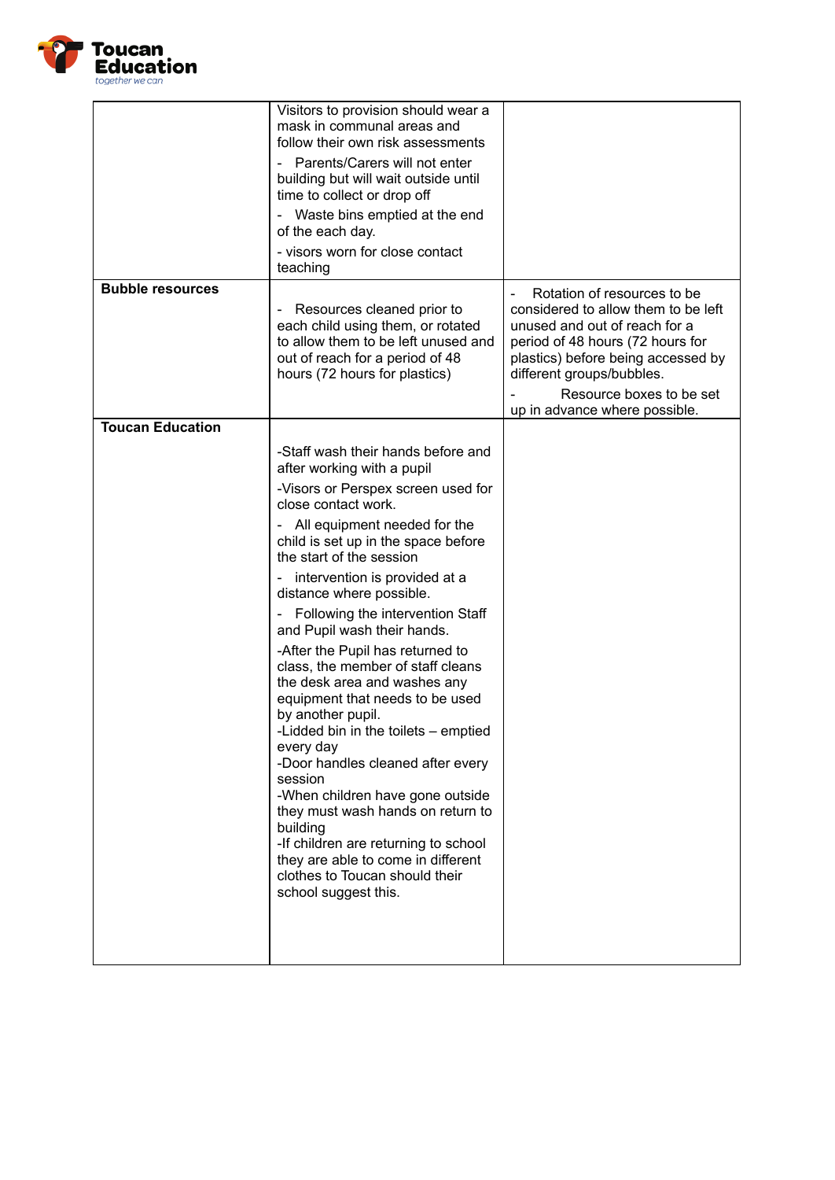| | | |
|---|---|---|
| | Visitors to provision should wear a mask in communal areas and follow their own risk assessments<br>- Parents/Carers will not enter building but will wait outside until time to collect or drop off<br>- Waste bins emptied at the end of the each day.<br>- visors worn for close contact teaching | |
| **Bubble resources** | - Resources cleaned prior to each child using them, or rotated to allow them to be left unused and out of reach for a period of 48 hours (72 hours for plastics) | - Rotation of resources to be considered to allow them to be left unused and out of reach for a period of 48 hours (72 hours for plastics) before being accessed by different groups/bubbles.<br>- Resource boxes to be set up in advance where possible. |
| **Toucan Education** | -Staff wash their hands before and after working with a pupil<br>-Visors or Perspex screen used for close contact work.<br>- All equipment needed for the child is set up in the space before the start of the session<br>- intervention is provided at a distance where possible.<br>- Following the intervention Staff and Pupil wash their hands.<br>-After the Pupil has returned to class, the member of staff cleans the desk area and washes any equipment that needs to be used by another pupil.<br>-Lidded bin in the toilets – emptied every day<br>-Door handles cleaned after every session<br>-When children have gone outside they must wash hands on return to building<br>-If children are returning to school they are able to come in different clothes to Toucan should their school suggest this. | |